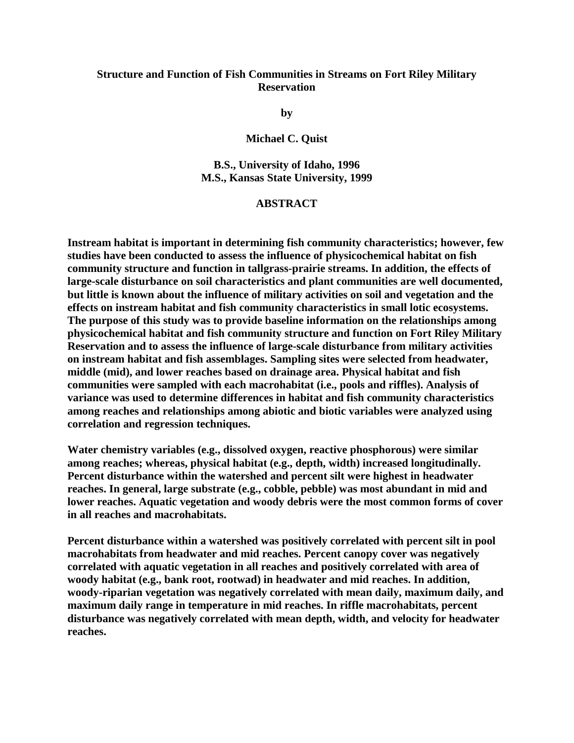# Structure and Function of Fish Communities in Streams on Fort Riley Military Reservation

**by**

**Michael C. Quist**

**B.S., University of Idaho, 1996**
**M.S., Kansas State University, 1999**

## ABSTRACT

**Instream habitat is important in determining fish community characteristics; however, few studies have been conducted to assess the influence of physicochemical habitat on fish community structure and function in tallgrass-prairie streams. In addition, the effects of large-scale disturbance on soil characteristics and plant communities are well documented, but little is known about the influence of military activities on soil and vegetation and the effects on instream habitat and fish community characteristics in small lotic ecosystems. The purpose of this study was to provide baseline information on the relationships among physicochemical habitat and fish community structure and function on Fort Riley Military Reservation and to assess the influence of large-scale disturbance from military activities on instream habitat and fish assemblages. Sampling sites were selected from headwater, middle (mid), and lower reaches based on drainage area. Physical habitat and fish communities were sampled with each macrohabitat (i.e., pools and riffles). Analysis of variance was used to determine differences in habitat and fish community characteristics among reaches and relationships among abiotic and biotic variables were analyzed using correlation and regression techniques.**

**Water chemistry variables (e.g., dissolved oxygen, reactive phosphorous) were similar among reaches; whereas, physical habitat (e.g., depth, width) increased longitudinally. Percent disturbance within the watershed and percent silt were highest in headwater reaches. In general, large substrate (e.g., cobble, pebble) was most abundant in mid and lower reaches. Aquatic vegetation and woody debris were the most common forms of cover in all reaches and macrohabitats.**

**Percent disturbance within a watershed was positively correlated with percent silt in pool macrohabitats from headwater and mid reaches. Percent canopy cover was negatively correlated with aquatic vegetation in all reaches and positively correlated with area of woody habitat (e.g., bank root, rootwad) in headwater and mid reaches. In addition, woody-riparian vegetation was negatively correlated with mean daily, maximum daily, and maximum daily range in temperature in mid reaches. In riffle macrohabitats, percent disturbance was negatively correlated with mean depth, width, and velocity for headwater reaches.**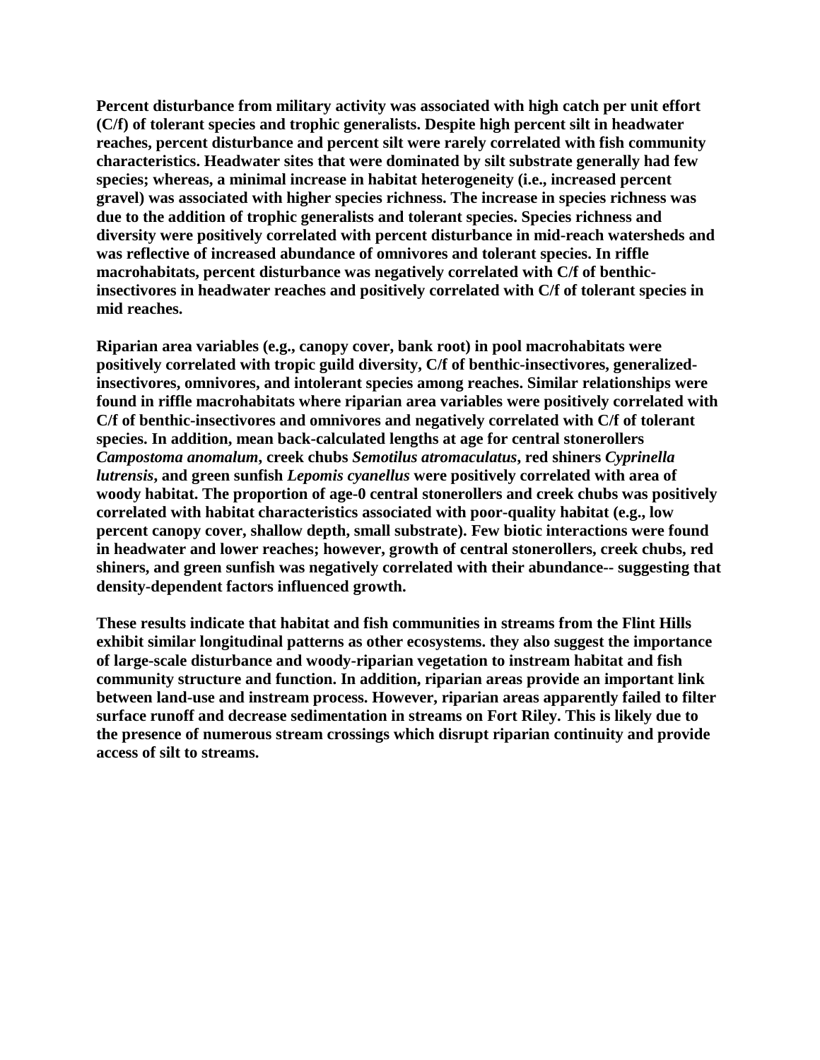**Percent disturbance from military activity was associated with high catch per unit effort (C/f) of tolerant species and trophic generalists. Despite high percent silt in headwater reaches, percent disturbance and percent silt were rarely correlated with fish community characteristics. Headwater sites that were dominated by silt substrate generally had few species; whereas, a minimal increase in habitat heterogeneity (i.e., increased percent gravel) was associated with higher species richness. The increase in species richness was due to the addition of trophic generalists and tolerant species. Species richness and diversity were positively correlated with percent disturbance in mid-reach watersheds and was reflective of increased abundance of omnivores and tolerant species. In riffle macrohabitats, percent disturbance was negatively correlated with C/f of benthic-insectivores in headwater reaches and positively correlated with C/f of tolerant species in mid reaches.**

**Riparian area variables (e.g., canopy cover, bank root) in pool macrohabitats were positively correlated with tropic guild diversity, C/f of benthic-insectivores, generalized-insectivores, omnivores, and intolerant species among reaches. Similar relationships were found in riffle macrohabitats where riparian area variables were positively correlated with C/f of benthic-insectivores and omnivores and negatively correlated with C/f of tolerant species. In addition, mean back-calculated lengths at age for central stonerollers *Campostoma anomalum*, creek chubs *Semotilus atromaculatus*, red shiners *Cyprinella lutrensis*, and green sunfish *Lepomis cyanellus* were positively correlated with area of woody habitat. The proportion of age-0 central stonerollers and creek chubs was positively correlated with habitat characteristics associated with poor-quality habitat (e.g., low percent canopy cover, shallow depth, small substrate). Few biotic interactions were found in headwater and lower reaches; however, growth of central stonerollers, creek chubs, red shiners, and green sunfish was negatively correlated with their abundance-- suggesting that density-dependent factors influenced growth.**

**These results indicate that habitat and fish communities in streams from the Flint Hills exhibit similar longitudinal patterns as other ecosystems. they also suggest the importance of large-scale disturbance and woody-riparian vegetation to instream habitat and fish community structure and function. In addition, riparian areas provide an important link between land-use and instream process. However, riparian areas apparently failed to filter surface runoff and decrease sedimentation in streams on Fort Riley. This is likely due to the presence of numerous stream crossings which disrupt riparian continuity and provide access of silt to streams.**